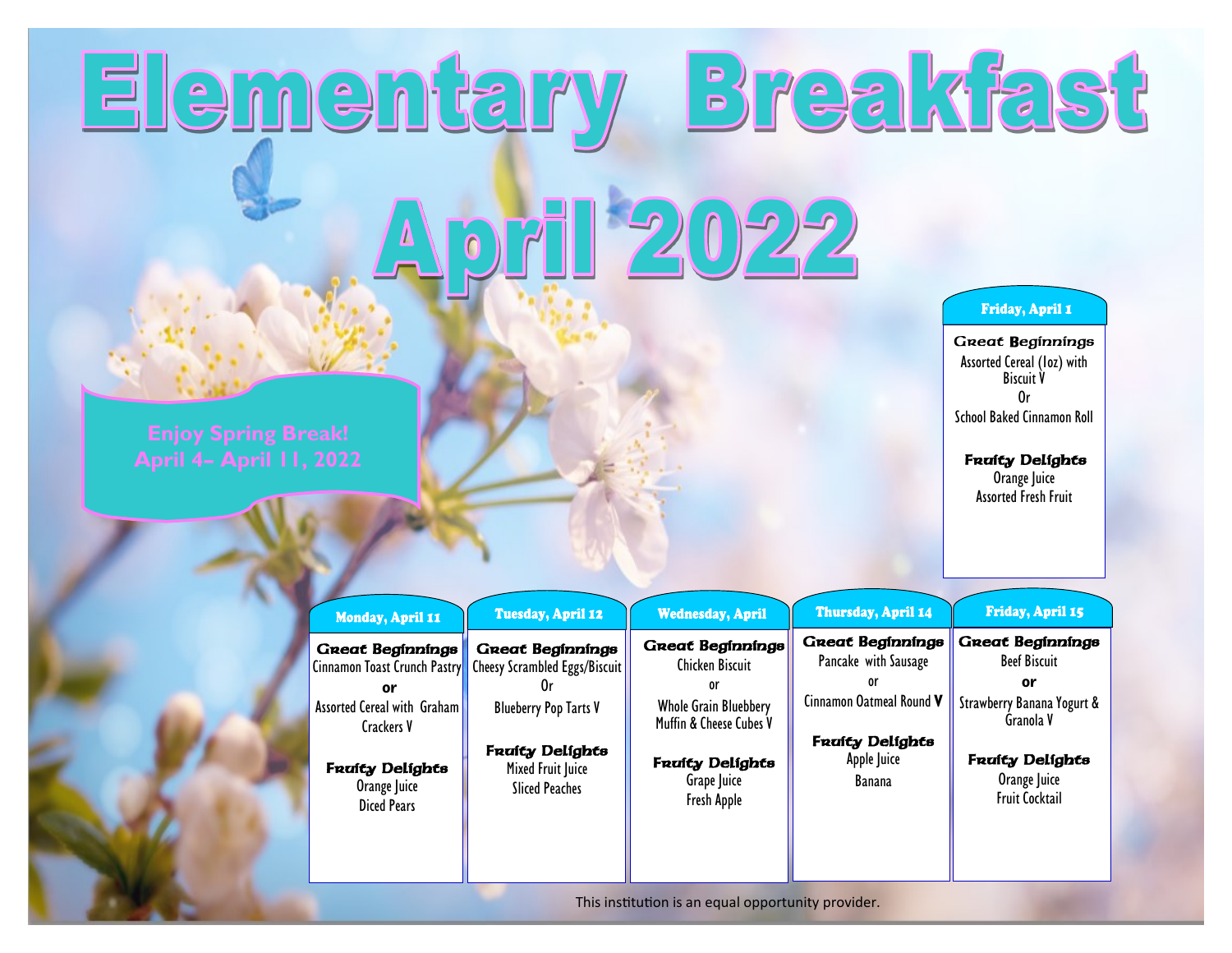# Elementary Breakfast

# April 2022

**Enjoy Spring Break!**
**April 4– April 11, 2022**

### Friday, April 1

**Great Beginnings**
Assorted Cereal (1oz) with Biscuit V
Or
School Baked Cinnamon Roll

**Fruity Delights**
Orange Juice
Assorted Fresh Fruit

| Monday, April 11 | Tuesday, April 12 | Wednesday, April | Thursday, April 14 | Friday, April 15 |
|---|---|---|---|---|
| **Great Beginnings**<br>Cinnamon Toast Crunch Pastry<br>**or**<br>Assorted Cereal with Graham Crackers V | **Great Beginnings**<br>Cheesy Scrambled Eggs/Biscuit<br>Or<br>Blueberry Pop Tarts V | **Great Beginnings**<br>Chicken Biscuit<br>or<br>Whole Grain Bluebbery Muffin & Cheese Cubes V | **Great Beginnings**<br>Pancake with Sausage<br>or<br>Cinnamon Oatmeal Round **V** | **Great Beginnings**<br>Beef Biscuit<br>**or**<br>Strawberry Banana Yogurt & Granola V |
| **Fruity Delights**<br>Orange Juice<br>Diced Pears | **Fruity Delights**<br>Mixed Fruit Juice<br>Sliced Peaches | **Fruity Delights**<br>Grape Juice<br>Fresh Apple | **Fruity Delights**<br>Apple Juice<br>Banana | **Fruity Delights**<br>Orange Juice<br>Fruit Cocktail |

This institution is an equal opportunity provider.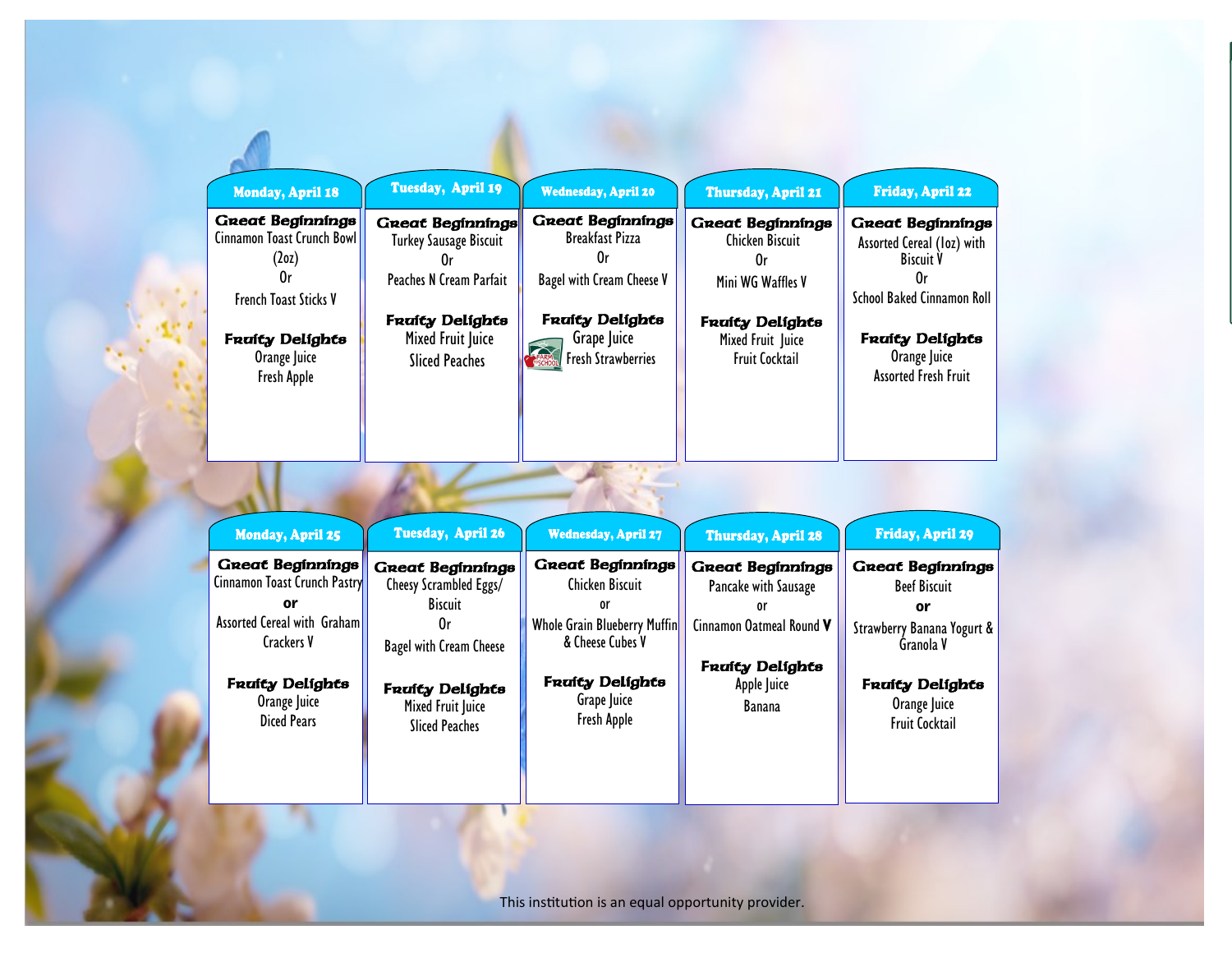| Monday, April 18 | Tuesday, April 19 | Wednesday, April 20 | Thursday, April 21 | Friday, April 22 |
|---|---|---|---|---|
| **Great Beginnings** Cinnamon Toast Crunch Bowl (2oz) Or French Toast Sticks V | **Great Beginnings** Turkey Sausage Biscuit Or Peaches N Cream Parfait | **Great Beginnings** Breakfast Pizza Or Bagel with Cream Cheese V | **Great Beginnings** Chicken Biscuit Or Mini WG Waffles V | **Great Beginnings** Assorted Cereal (1oz) with Biscuit V Or School Baked Cinnamon Roll |
| **Fruity Delights** Orange Juice Fresh Apple | **Fruity Delights** Mixed Fruit Juice Sliced Peaches | **Fruity Delights** Grape Juice Fresh Strawberries | **Fruity Delights** Mixed Fruit Juice Fruit Cocktail | **Fruity Delights** Orange Juice Assorted Fresh Fruit |

| Monday, April 25 | Tuesday, April 26 | Wednesday, April 27 | Thursday, April 28 | Friday, April 29 |
|---|---|---|---|---|
| **Great Beginnings** Cinnamon Toast Crunch Pastry **or** Assorted Cereal with Graham Crackers V | **Great Beginnings** Cheesy Scrambled Eggs/ Biscuit Or Bagel with Cream Cheese | **Great Beginnings** Chicken Biscuit or Whole Grain Blueberry Muffin & Cheese Cubes V | **Great Beginnings** Pancake with Sausage or Cinnamon Oatmeal Round **V** | **Great Beginnings** Beef Biscuit **or** Strawberry Banana Yogurt & Granola V |
| **Fruity Delights** Orange Juice Diced Pears | **Fruity Delights** Mixed Fruit Juice Sliced Peaches | **Fruity Delights** Grape Juice Fresh Apple | **Fruity Delights** Apple Juice Banana | **Fruity Delights** Orange Juice Fruit Cocktail |

This institution is an equal opportunity provider.